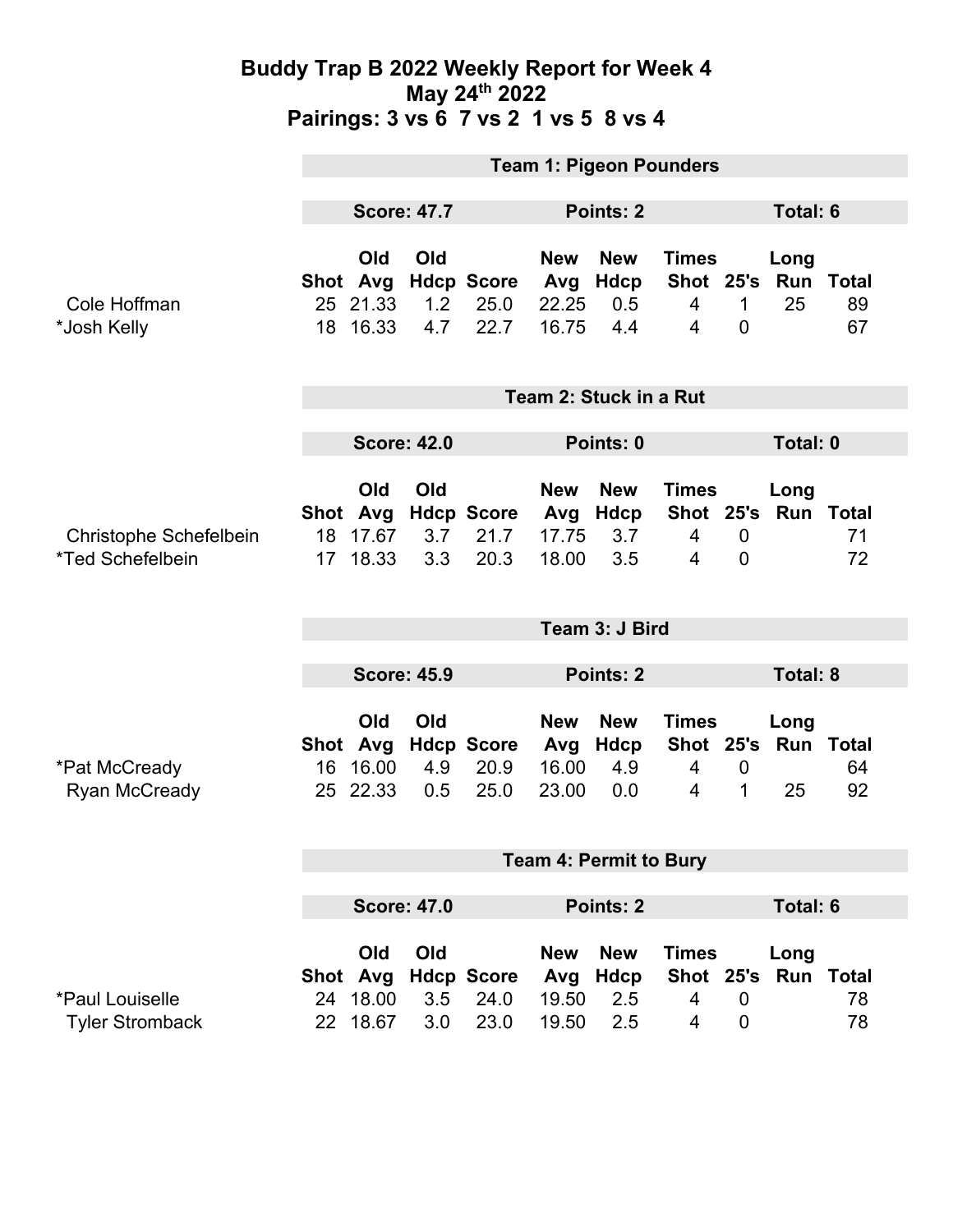# Buddy Trap B 2022 Weekly Report for Week 4

## May 24th 2022

## Pairings: 3 vs 6  7 vs 2  1 vs 5  8 vs 4

### Team 1: Pigeon Pounders

**Score: 47.7** | **Points: 2** | **Total: 6**

| | Shot | Old Avg | Old Hdcp | Score | New Avg | New Hdcp | Times Shot | 25's | Long Run | Total |
|---|---|---|---|---|---|---|---|---|---|---|
| Cole Hoffman | 25 | 21.33 | 1.2 | 25.0 | 22.25 | 0.5 | 4 | 1 | 25 | 89 |
| *Josh Kelly | 18 | 16.33 | 4.7 | 22.7 | 16.75 | 4.4 | 4 | 0 | | 67 |

### Team 2: Stuck in a Rut

**Score: 42.0** | **Points: 0** | **Total: 0**

| | Shot | Old Avg | Old Hdcp | Score | New Avg | New Hdcp | Times Shot | 25's | Long Run | Total |
|---|---|---|---|---|---|---|---|---|---|---|
| Christophe Schefelbein | 18 | 17.67 | 3.7 | 21.7 | 17.75 | 3.7 | 4 | 0 | | 71 |
| *Ted Schefelbein | 17 | 18.33 | 3.3 | 20.3 | 18.00 | 3.5 | 4 | 0 | | 72 |

### Team 3: J Bird

**Score: 45.9** | **Points: 2** | **Total: 8**

| | Shot | Old Avg | Old Hdcp | Score | New Avg | New Hdcp | Times Shot | 25's | Long Run | Total |
|---|---|---|---|---|---|---|---|---|---|---|
| *Pat McCready | 16 | 16.00 | 4.9 | 20.9 | 16.00 | 4.9 | 4 | 0 | | 64 |
| Ryan McCready | 25 | 22.33 | 0.5 | 25.0 | 23.00 | 0.0 | 4 | 1 | 25 | 92 |

### Team 4: Permit to Bury

**Score: 47.0** | **Points: 2** | **Total: 6**

| | Shot | Old Avg | Old Hdcp | Score | New Avg | New Hdcp | Times Shot | 25's | Long Run | Total |
|---|---|---|---|---|---|---|---|---|---|---|
| *Paul Louiselle | 24 | 18.00 | 3.5 | 24.0 | 19.50 | 2.5 | 4 | 0 | | 78 |
| Tyler Stromback | 22 | 18.67 | 3.0 | 23.0 | 19.50 | 2.5 | 4 | 0 | | 78 |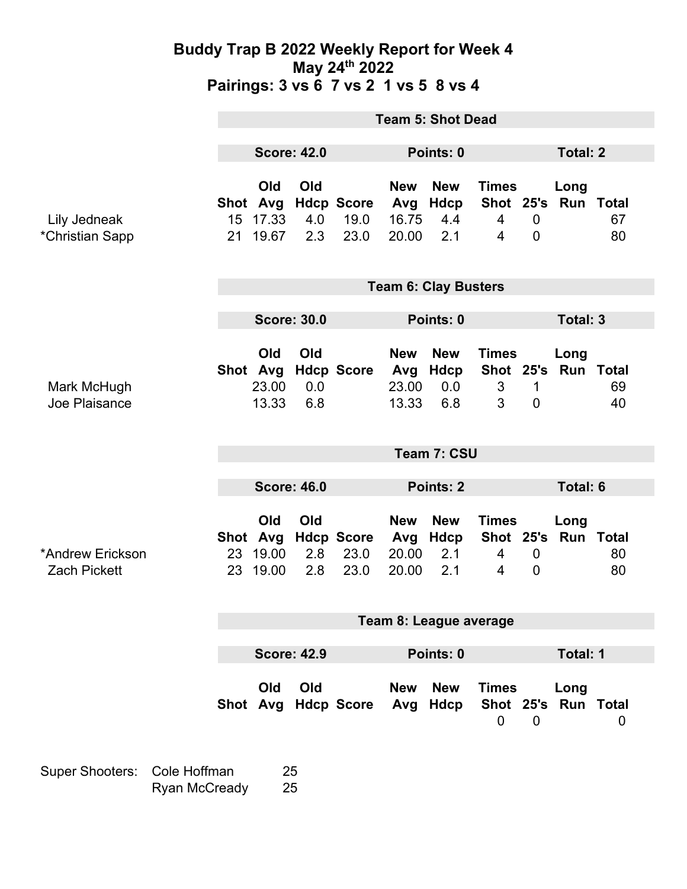# Buddy Trap B 2022 Weekly Report for Week 4
## May 24th 2022
## Pairings: 3 vs 6 7 vs 2 1 vs 5 8 vs 4

### Team 5: Shot Dead

**Score: 42.0** | **Points: 0** | **Total: 2**

| | Shot | Old Avg | Old Hdcp | Score | New Avg | New Hdcp | Times Shot | 25's | Long Run | Total |
|---|---|---|---|---|---|---|---|---|---|---|
| Lily Jedneak | 15 | 17.33 | 4.0 | 19.0 | 16.75 | 4.4 | 4 | 0 | | 67 |
| *Christian Sapp | 21 | 19.67 | 2.3 | 23.0 | 20.00 | 2.1 | 4 | 0 | | 80 |

### Team 6: Clay Busters

**Score: 30.0** | **Points: 0** | **Total: 3**

| | Shot | Old Avg | Old Hdcp | Score | New Avg | New Hdcp | Times Shot | 25's | Long Run | Total |
|---|---|---|---|---|---|---|---|---|---|---|
| Mark McHugh | | 23.00 | 0.0 | | 23.00 | 0.0 | 3 | 1 | | 69 |
| Joe Plaisance | | 13.33 | 6.8 | | 13.33 | 6.8 | 3 | 0 | | 40 |

### Team 7: CSU

**Score: 46.0** | **Points: 2** | **Total: 6**

| | Shot | Old Avg | Old Hdcp | Score | New Avg | New Hdcp | Times Shot | 25's | Long Run | Total |
|---|---|---|---|---|---|---|---|---|---|---|
| *Andrew Erickson | 23 | 19.00 | 2.8 | 23.0 | 20.00 | 2.1 | 4 | 0 | | 80 |
| Zach Pickett | 23 | 19.00 | 2.8 | 23.0 | 20.00 | 2.1 | 4 | 0 | | 80 |

### Team 8: League average

**Score: 42.9** | **Points: 0** | **Total: 1**

| | Shot | Old Avg | Old Hdcp | Score | New Avg | New Hdcp | Times Shot | 25's | Long Run | Total |
|---|---|---|---|---|---|---|---|---|---|---|
| | | | | | | | 0 | 0 | | 0 |

| Super Shooters: | | |
|---|---|---|
| | Cole Hoffman | 25 |
| | Ryan McCready | 25 |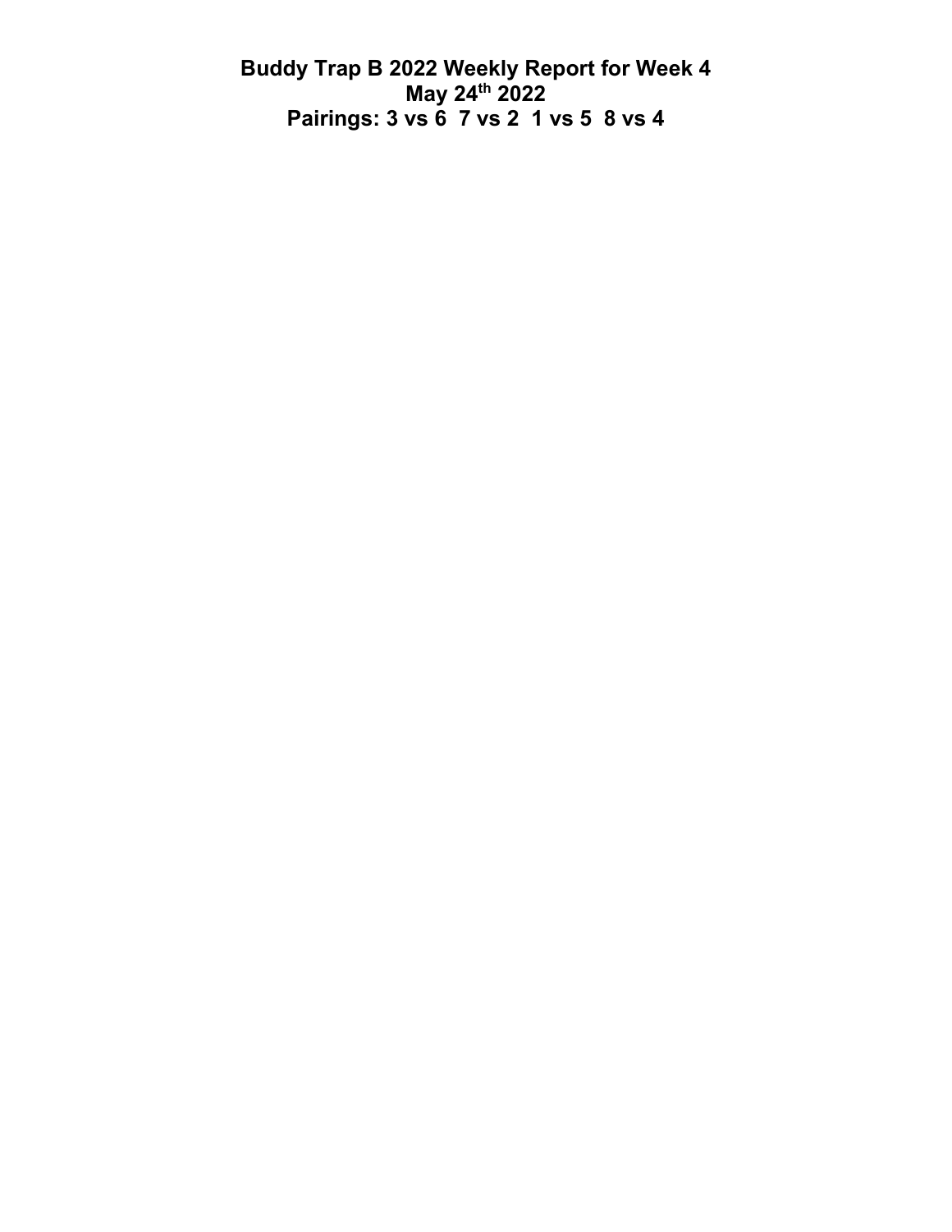# Buddy Trap B 2022 Weekly Report for Week 4
## May 24th 2022
## Pairings: 3 vs 6  7 vs 2  1 vs 5  8 vs 4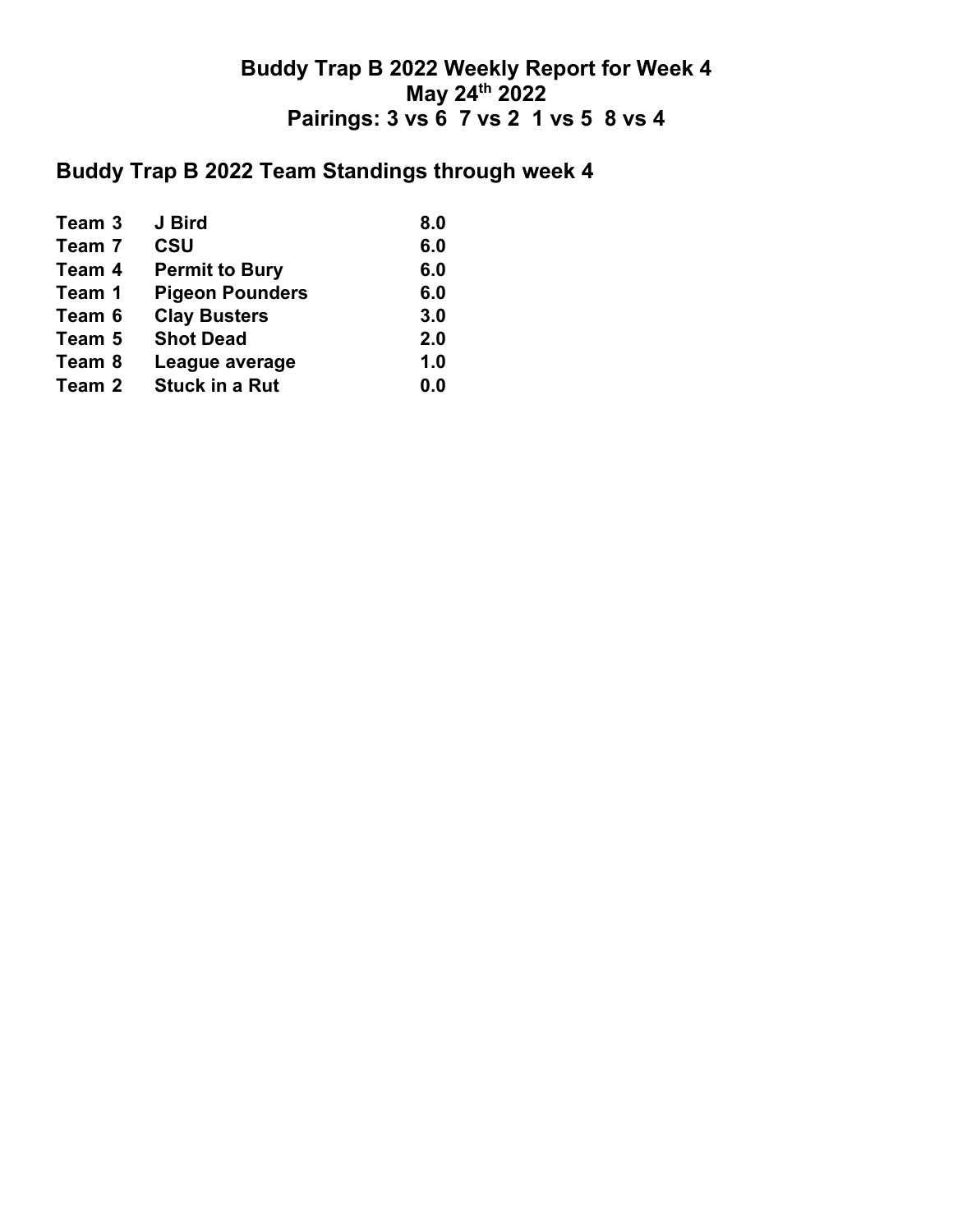# Buddy Trap B 2022 Weekly Report for Week 4
## May 24th 2022
## Pairings: 3 vs 6 7 vs 2 1 vs 5 8 vs 4

## Buddy Trap B 2022 Team Standings through week 4

| | | |
|---|---|---|
| Team 3 | J Bird | 8.0 |
| Team 7 | CSU | 6.0 |
| Team 4 | Permit to Bury | 6.0 |
| Team 1 | Pigeon Pounders | 6.0 |
| Team 6 | Clay Busters | 3.0 |
| Team 5 | Shot Dead | 2.0 |
| Team 8 | League average | 1.0 |
| Team 2 | Stuck in a Rut | 0.0 |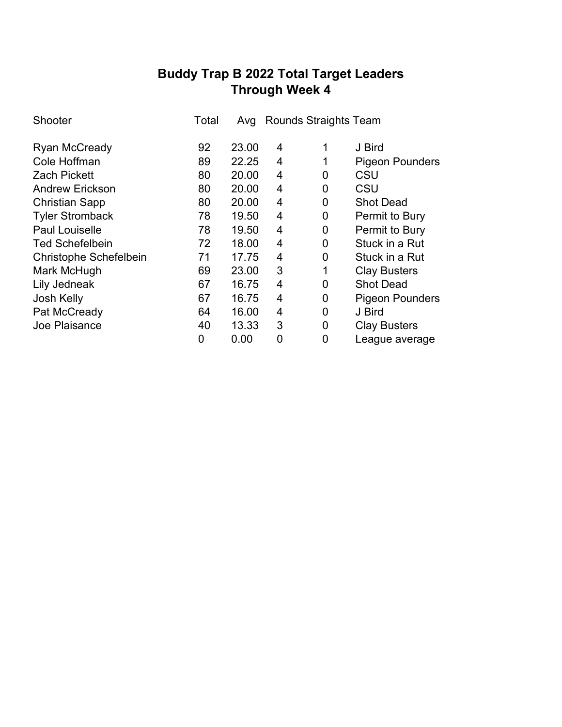# Buddy Trap B 2022 Total Target Leaders
## Through Week 4

| Shooter | Total | Avg | Rounds | Straights | Team |
|---|---|---|---|---|---|
| Ryan McCready | 92 | 23.00 | 4 | 1 | J Bird |
| Cole Hoffman | 89 | 22.25 | 4 | 1 | Pigeon Pounders |
| Zach Pickett | 80 | 20.00 | 4 | 0 | CSU |
| Andrew Erickson | 80 | 20.00 | 4 | 0 | CSU |
| Christian Sapp | 80 | 20.00 | 4 | 0 | Shot Dead |
| Tyler Stromback | 78 | 19.50 | 4 | 0 | Permit to Bury |
| Paul Louiselle | 78 | 19.50 | 4 | 0 | Permit to Bury |
| Ted Schefelbein | 72 | 18.00 | 4 | 0 | Stuck in a Rut |
| Christophe Schefelbein | 71 | 17.75 | 4 | 0 | Stuck in a Rut |
| Mark McHugh | 69 | 23.00 | 3 | 1 | Clay Busters |
| Lily Jedneak | 67 | 16.75 | 4 | 0 | Shot Dead |
| Josh Kelly | 67 | 16.75 | 4 | 0 | Pigeon Pounders |
| Pat McCready | 64 | 16.00 | 4 | 0 | J Bird |
| Joe Plaisance | 40 | 13.33 | 3 | 0 | Clay Busters |
| | 0 | 0.00 | 0 | 0 | League average |